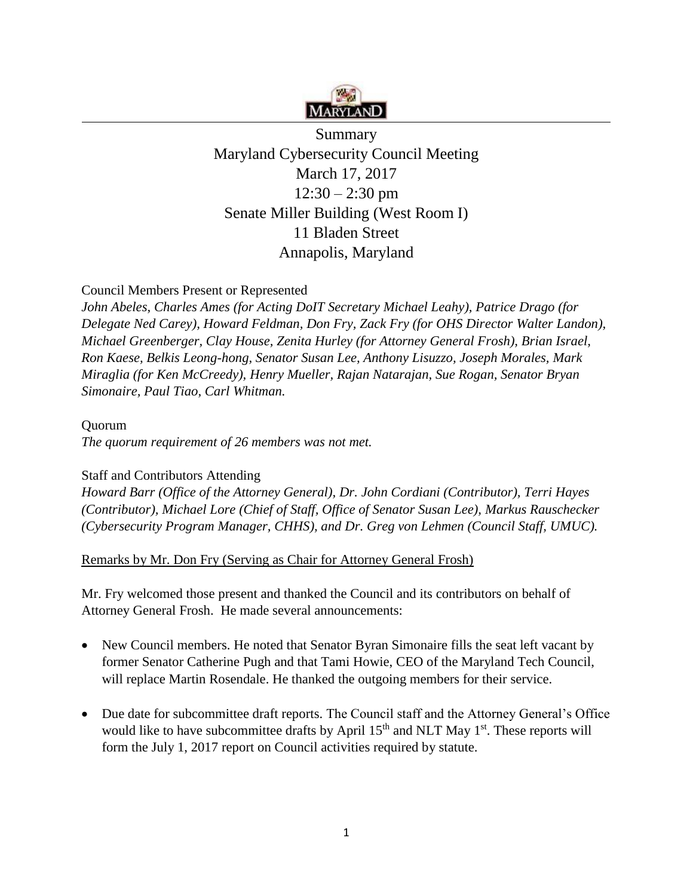# Summary
# Maryland Cybersecurity Council Meeting
## March 17, 2017
## 12:30 – 2:30 pm
## Senate Miller Building (West Room I)
## 11 Bladen Street
## Annapolis, Maryland

Council Members Present or Represented

*John Abeles, Charles Ames (for Acting DoIT Secretary Michael Leahy), Patrice Drago (for Delegate Ned Carey), Howard Feldman, Don Fry, Zack Fry (for OHS Director Walter Landon), Michael Greenberger, Clay House, Zenita Hurley (for Attorney General Frosh), Brian Israel, Ron Kaese, Belkis Leong-hong, Senator Susan Lee, Anthony Lisuzzo, Joseph Morales, Mark Miraglia (for Ken McCreedy), Henry Mueller, Rajan Natarajan, Sue Rogan, Senator Bryan Simonaire, Paul Tiao, Carl Whitman.*

Quorum

*The quorum requirement of 26 members was not met.*

Staff and Contributors Attending

*Howard Barr (Office of the Attorney General), Dr. John Cordiani (Contributor), Terri Hayes (Contributor), Michael Lore (Chief of Staff, Office of Senator Susan Lee), Markus Rauschecker (Cybersecurity Program Manager, CHHS), and Dr. Greg von Lehmen (Council Staff, UMUC).*

Remarks by Mr. Don Fry (Serving as Chair for Attorney General Frosh)

Mr. Fry welcomed those present and thanked the Council and its contributors on behalf of Attorney General Frosh. He made several announcements:

- New Council members. He noted that Senator Byran Simonaire fills the seat left vacant by former Senator Catherine Pugh and that Tami Howie, CEO of the Maryland Tech Council, will replace Martin Rosendale. He thanked the outgoing members for their service.
- Due date for subcommittee draft reports. The Council staff and the Attorney General's Office would like to have subcommittee drafts by April 15th and NLT May 1st. These reports will form the July 1, 2017 report on Council activities required by statute.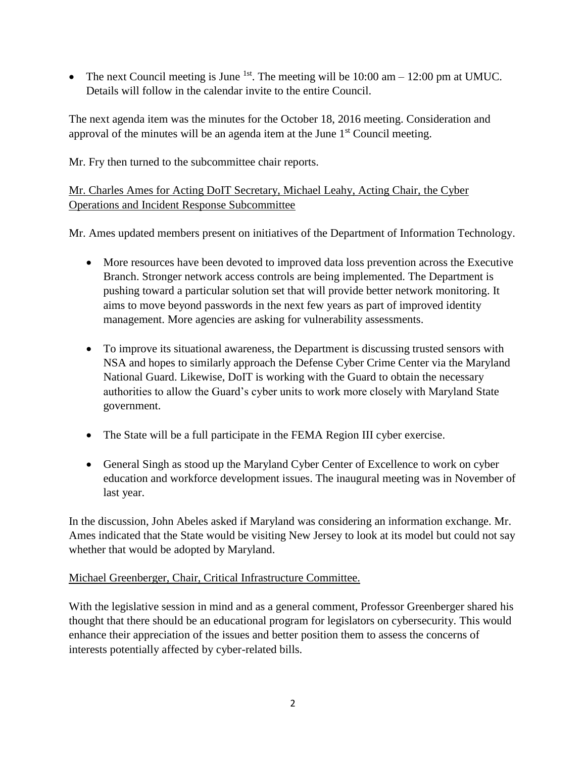- The next Council meeting is June 1st. The meeting will be 10:00 am – 12:00 pm at UMUC. Details will follow in the calendar invite to the entire Council.

The next agenda item was the minutes for the October 18, 2016 meeting. Consideration and approval of the minutes will be an agenda item at the June 1st Council meeting.

Mr. Fry then turned to the subcommittee chair reports.

Mr. Charles Ames for Acting DoIT Secretary, Michael Leahy, Acting Chair, the Cyber Operations and Incident Response Subcommittee

Mr. Ames updated members present on initiatives of the Department of Information Technology.

- More resources have been devoted to improved data loss prevention across the Executive Branch. Stronger network access controls are being implemented. The Department is pushing toward a particular solution set that will provide better network monitoring. It aims to move beyond passwords in the next few years as part of improved identity management. More agencies are asking for vulnerability assessments.

- To improve its situational awareness, the Department is discussing trusted sensors with NSA and hopes to similarly approach the Defense Cyber Crime Center via the Maryland National Guard. Likewise, DoIT is working with the Guard to obtain the necessary authorities to allow the Guard's cyber units to work more closely with Maryland State government.

- The State will be a full participate in the FEMA Region III cyber exercise.

- General Singh as stood up the Maryland Cyber Center of Excellence to work on cyber education and workforce development issues. The inaugural meeting was in November of last year.

In the discussion, John Abeles asked if Maryland was considering an information exchange. Mr. Ames indicated that the State would be visiting New Jersey to look at its model but could not say whether that would be adopted by Maryland.

Michael Greenberger, Chair, Critical Infrastructure Committee.

With the legislative session in mind and as a general comment, Professor Greenberger shared his thought that there should be an educational program for legislators on cybersecurity. This would enhance their appreciation of the issues and better position them to assess the concerns of interests potentially affected by cyber-related bills.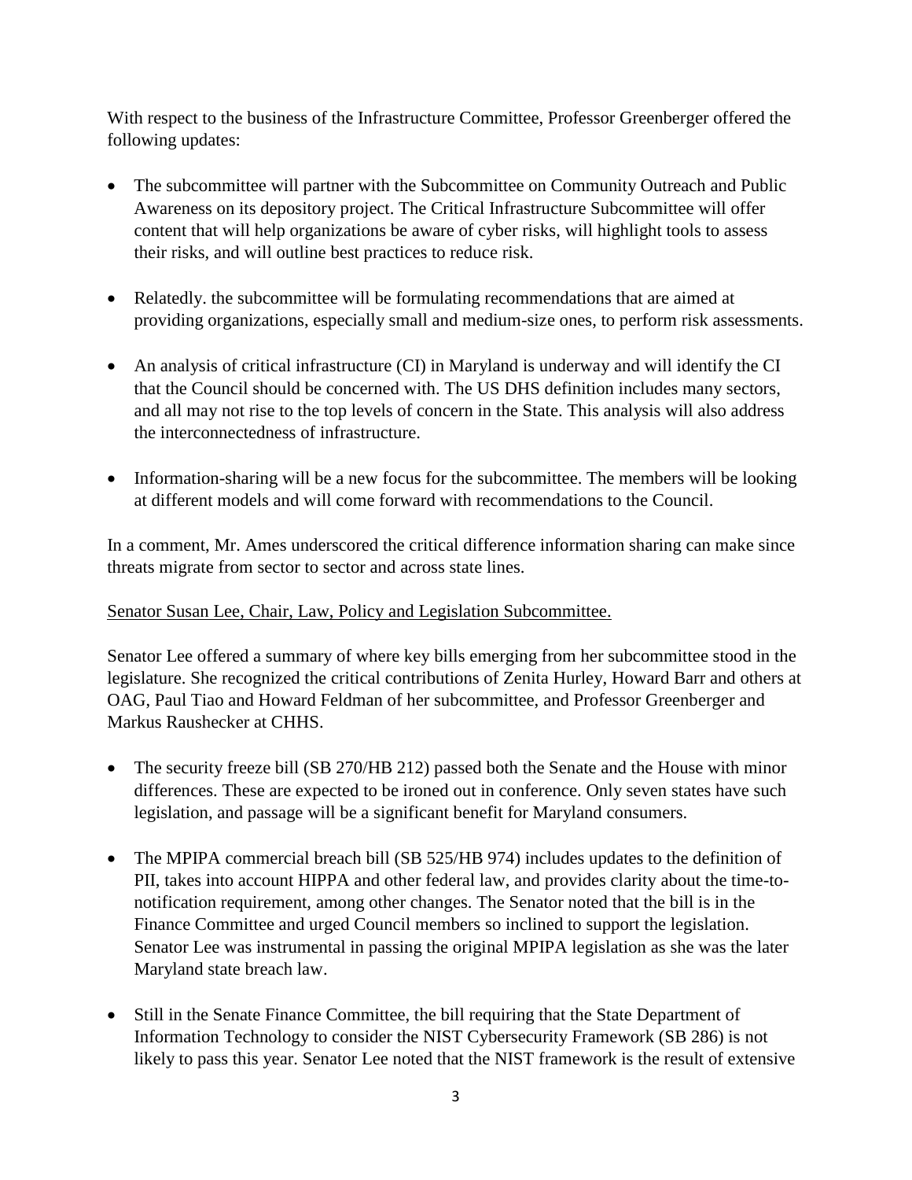With respect to the business of the Infrastructure Committee, Professor Greenberger offered the following updates:

- The subcommittee will partner with the Subcommittee on Community Outreach and Public Awareness on its depository project. The Critical Infrastructure Subcommittee will offer content that will help organizations be aware of cyber risks, will highlight tools to assess their risks, and will outline best practices to reduce risk.

- Relatedly. the subcommittee will be formulating recommendations that are aimed at providing organizations, especially small and medium-size ones, to perform risk assessments.

- An analysis of critical infrastructure (CI) in Maryland is underway and will identify the CI that the Council should be concerned with. The US DHS definition includes many sectors, and all may not rise to the top levels of concern in the State. This analysis will also address the interconnectedness of infrastructure.

- Information-sharing will be a new focus for the subcommittee. The members will be looking at different models and will come forward with recommendations to the Council.

In a comment, Mr. Ames underscored the critical difference information sharing can make since threats migrate from sector to sector and across state lines.

Senator Susan Lee, Chair, Law, Policy and Legislation Subcommittee.

Senator Lee offered a summary of where key bills emerging from her subcommittee stood in the legislature. She recognized the critical contributions of Zenita Hurley, Howard Barr and others at OAG, Paul Tiao and Howard Feldman of her subcommittee, and Professor Greenberger and Markus Raushecker at CHHS.

- The security freeze bill (SB 270/HB 212) passed both the Senate and the House with minor differences. These are expected to be ironed out in conference. Only seven states have such legislation, and passage will be a significant benefit for Maryland consumers.

- The MPIPA commercial breach bill (SB 525/HB 974) includes updates to the definition of PII, takes into account HIPPA and other federal law, and provides clarity about the time-to-notification requirement, among other changes. The Senator noted that the bill is in the Finance Committee and urged Council members so inclined to support the legislation. Senator Lee was instrumental in passing the original MPIPA legislation as she was the later Maryland state breach law.

- Still in the Senate Finance Committee, the bill requiring that the State Department of Information Technology to consider the NIST Cybersecurity Framework (SB 286) is not likely to pass this year. Senator Lee noted that the NIST framework is the result of extensive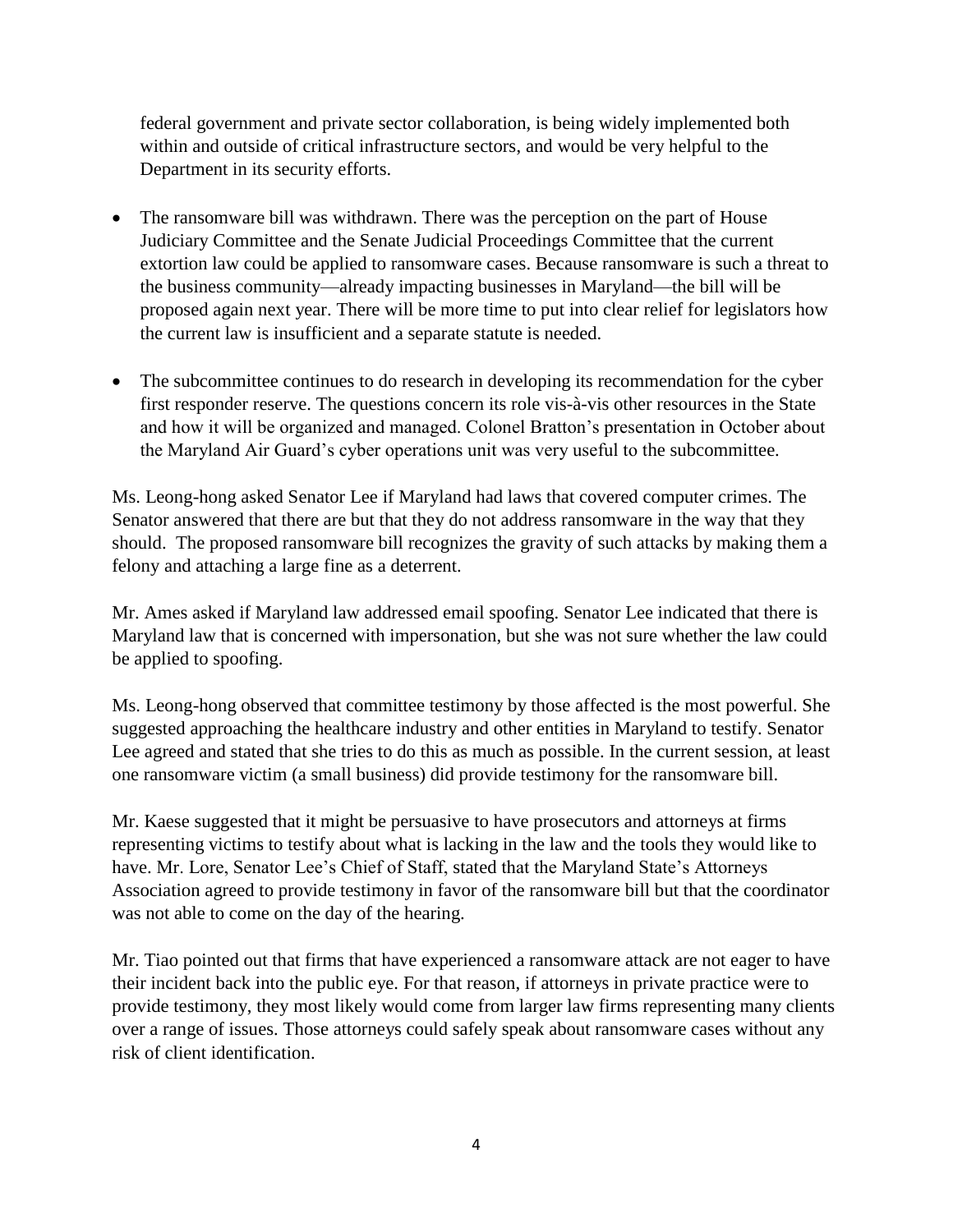federal government and private sector collaboration, is being widely implemented both within and outside of critical infrastructure sectors, and would be very helpful to the Department in its security efforts.

- The ransomware bill was withdrawn. There was the perception on the part of House Judiciary Committee and the Senate Judicial Proceedings Committee that the current extortion law could be applied to ransomware cases. Because ransomware is such a threat to the business community—already impacting businesses in Maryland—the bill will be proposed again next year. There will be more time to put into clear relief for legislators how the current law is insufficient and a separate statute is needed.

- The subcommittee continues to do research in developing its recommendation for the cyber first responder reserve. The questions concern its role vis-à-vis other resources in the State and how it will be organized and managed. Colonel Bratton's presentation in October about the Maryland Air Guard's cyber operations unit was very useful to the subcommittee.

Ms. Leong-hong asked Senator Lee if Maryland had laws that covered computer crimes. The Senator answered that there are but that they do not address ransomware in the way that they should. The proposed ransomware bill recognizes the gravity of such attacks by making them a felony and attaching a large fine as a deterrent.

Mr. Ames asked if Maryland law addressed email spoofing. Senator Lee indicated that there is Maryland law that is concerned with impersonation, but she was not sure whether the law could be applied to spoofing.

Ms. Leong-hong observed that committee testimony by those affected is the most powerful. She suggested approaching the healthcare industry and other entities in Maryland to testify. Senator Lee agreed and stated that she tries to do this as much as possible. In the current session, at least one ransomware victim (a small business) did provide testimony for the ransomware bill.

Mr. Kaese suggested that it might be persuasive to have prosecutors and attorneys at firms representing victims to testify about what is lacking in the law and the tools they would like to have. Mr. Lore, Senator Lee's Chief of Staff, stated that the Maryland State's Attorneys Association agreed to provide testimony in favor of the ransomware bill but that the coordinator was not able to come on the day of the hearing.

Mr. Tiao pointed out that firms that have experienced a ransomware attack are not eager to have their incident back into the public eye. For that reason, if attorneys in private practice were to provide testimony, they most likely would come from larger law firms representing many clients over a range of issues. Those attorneys could safely speak about ransomware cases without any risk of client identification.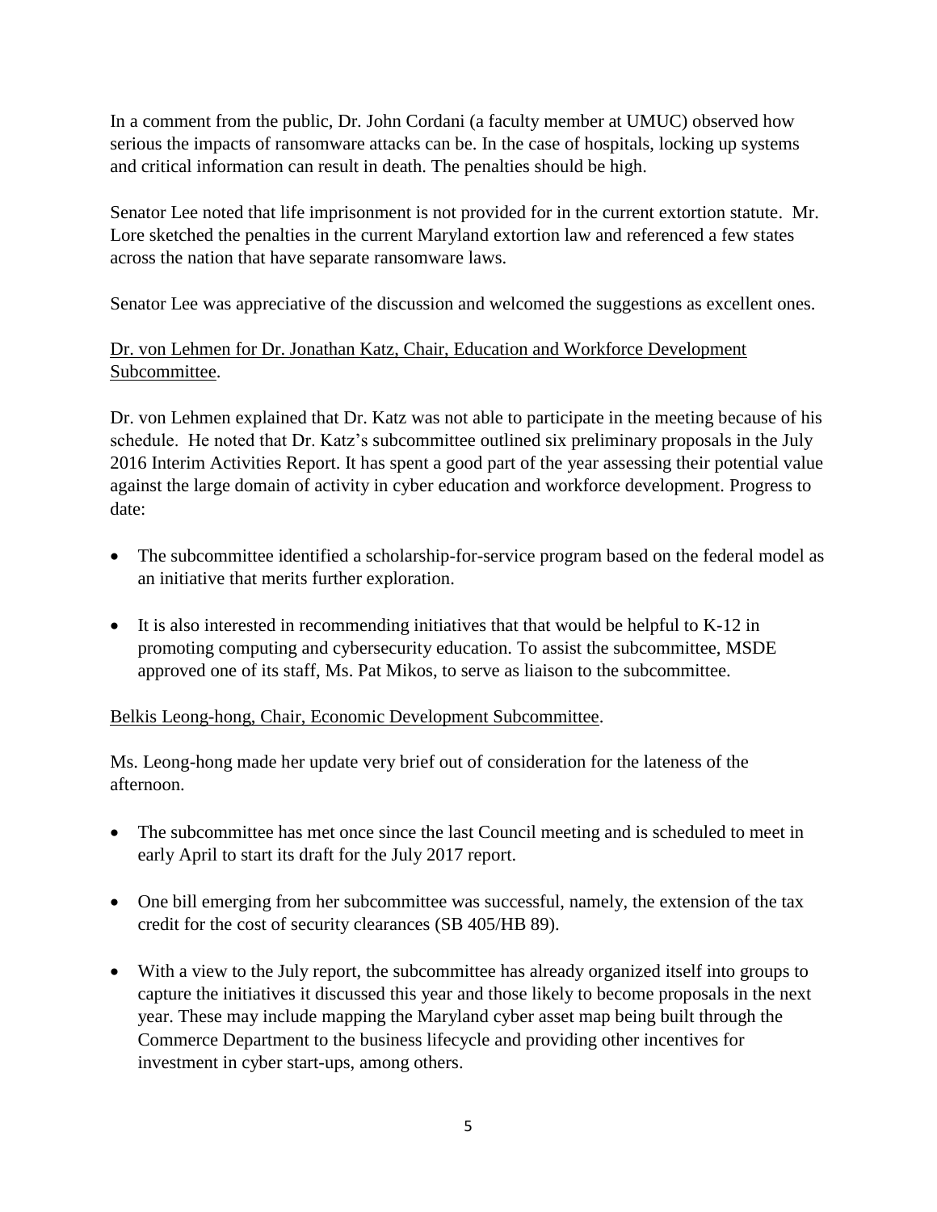In a comment from the public, Dr. John Cordani (a faculty member at UMUC) observed how serious the impacts of ransomware attacks can be. In the case of hospitals, locking up systems and critical information can result in death. The penalties should be high.

Senator Lee noted that life imprisonment is not provided for in the current extortion statute. Mr. Lore sketched the penalties in the current Maryland extortion law and referenced a few states across the nation that have separate ransomware laws.

Senator Lee was appreciative of the discussion and welcomed the suggestions as excellent ones.

<u>Dr. von Lehmen for Dr. Jonathan Katz, Chair, Education and Workforce Development Subcommittee</u>.

Dr. von Lehmen explained that Dr. Katz was not able to participate in the meeting because of his schedule. He noted that Dr. Katz's subcommittee outlined six preliminary proposals in the July 2016 Interim Activities Report. It has spent a good part of the year assessing their potential value against the large domain of activity in cyber education and workforce development. Progress to date:

- The subcommittee identified a scholarship-for-service program based on the federal model as an initiative that merits further exploration.
- It is also interested in recommending initiatives that that would be helpful to K-12 in promoting computing and cybersecurity education. To assist the subcommittee, MSDE approved one of its staff, Ms. Pat Mikos, to serve as liaison to the subcommittee.

<u>Belkis Leong-hong, Chair, Economic Development Subcommittee</u>.

Ms. Leong-hong made her update very brief out of consideration for the lateness of the afternoon.

- The subcommittee has met once since the last Council meeting and is scheduled to meet in early April to start its draft for the July 2017 report.
- One bill emerging from her subcommittee was successful, namely, the extension of the tax credit for the cost of security clearances (SB 405/HB 89).
- With a view to the July report, the subcommittee has already organized itself into groups to capture the initiatives it discussed this year and those likely to become proposals in the next year. These may include mapping the Maryland cyber asset map being built through the Commerce Department to the business lifecycle and providing other incentives for investment in cyber start-ups, among others.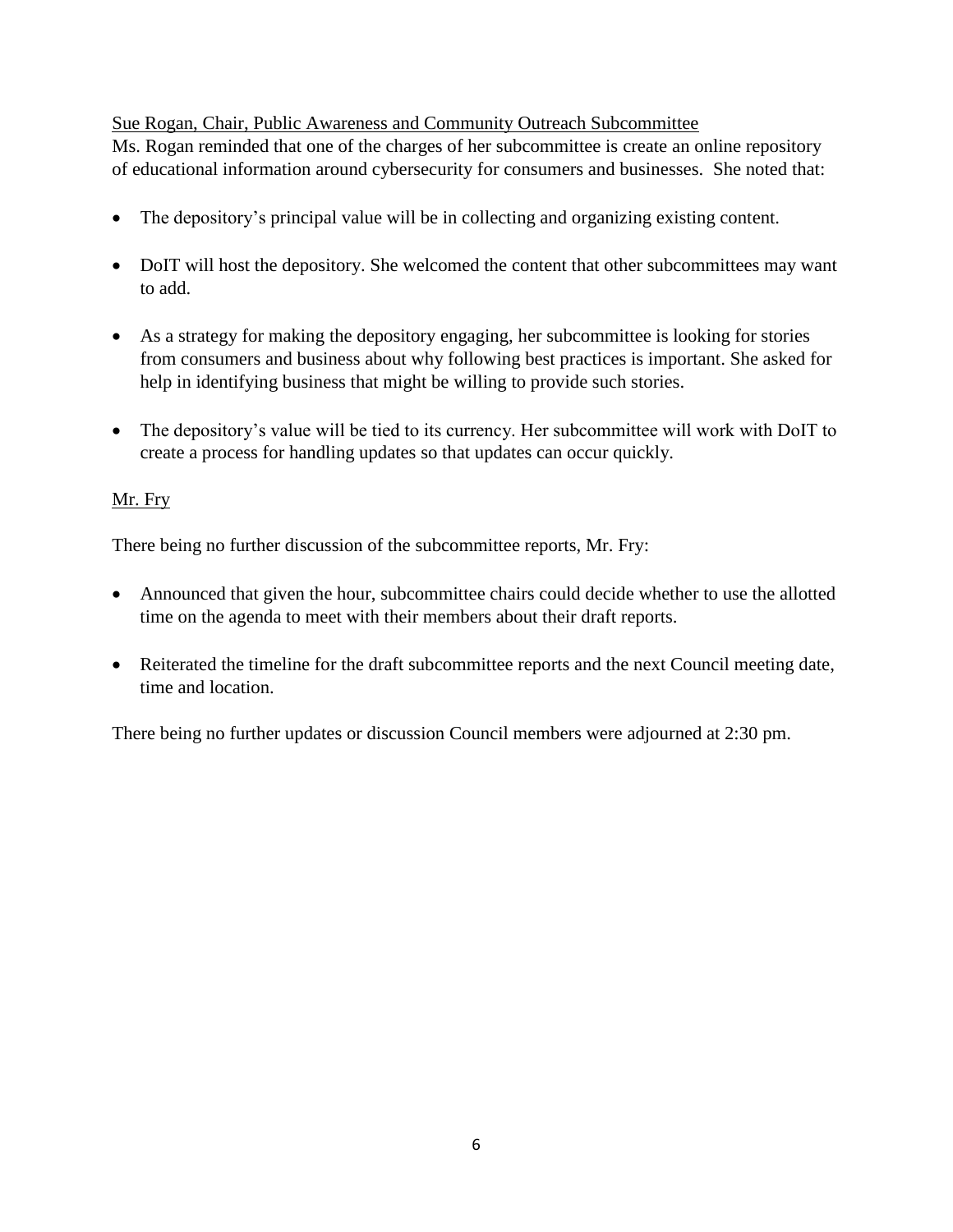Sue Rogan, Chair, Public Awareness and Community Outreach Subcommittee

Ms. Rogan reminded that one of the charges of her subcommittee is create an online repository of educational information around cybersecurity for consumers and businesses. She noted that:

- The depository's principal value will be in collecting and organizing existing content.
- DoIT will host the depository. She welcomed the content that other subcommittees may want to add.
- As a strategy for making the depository engaging, her subcommittee is looking for stories from consumers and business about why following best practices is important. She asked for help in identifying business that might be willing to provide such stories.
- The depository's value will be tied to its currency. Her subcommittee will work with DoIT to create a process for handling updates so that updates can occur quickly.

Mr. Fry

There being no further discussion of the subcommittee reports, Mr. Fry:

- Announced that given the hour, subcommittee chairs could decide whether to use the allotted time on the agenda to meet with their members about their draft reports.
- Reiterated the timeline for the draft subcommittee reports and the next Council meeting date, time and location.

There being no further updates or discussion Council members were adjourned at 2:30 pm.